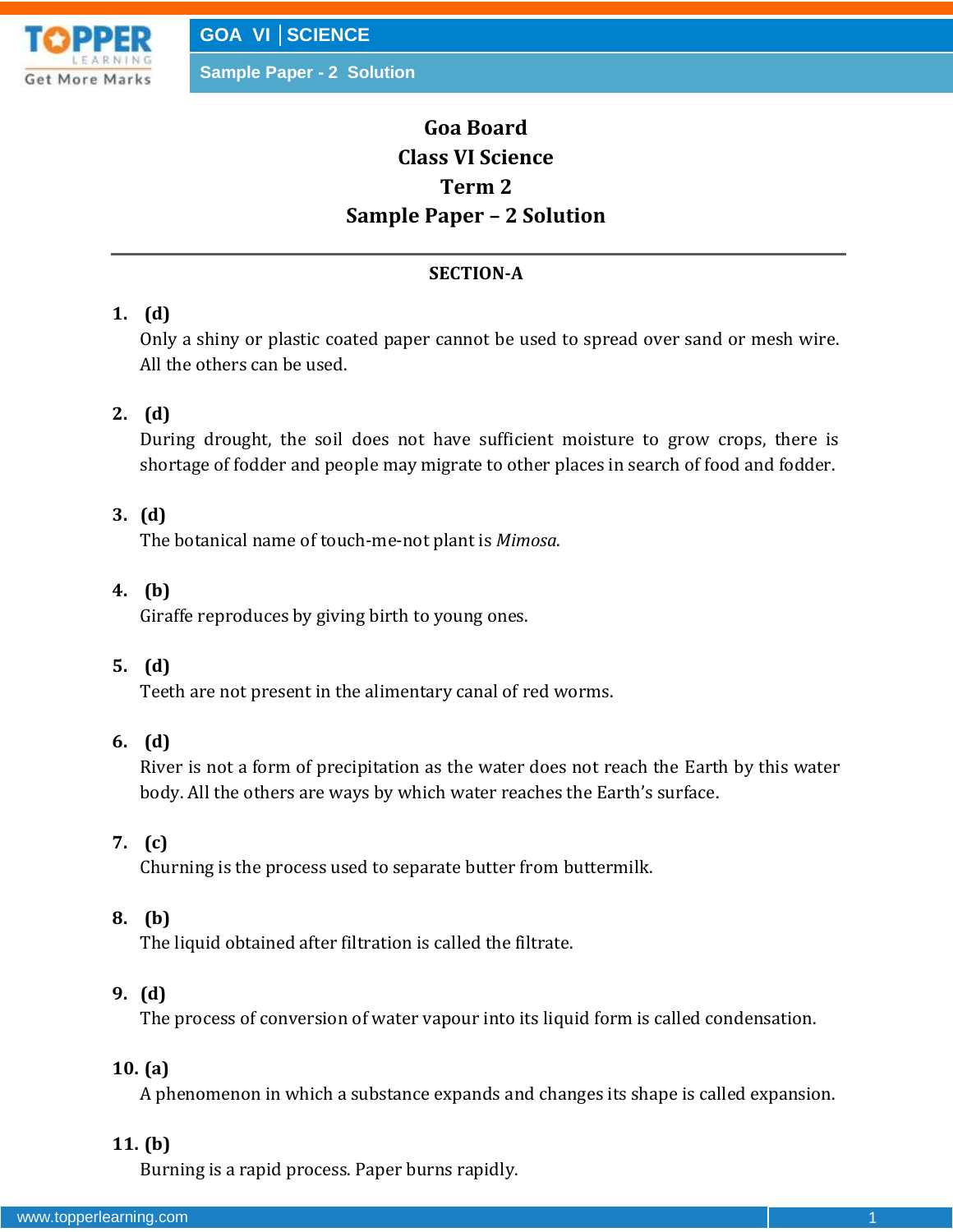# Goa Board
# Class VI Science
# Term 2
# Sample Paper – 2 Solution

---

## SECTION-A

**1. (d)**
Only a shiny or plastic coated paper cannot be used to spread over sand or mesh wire. All the others can be used.

**2. (d)**
During drought, the soil does not have sufficient moisture to grow crops, there is shortage of fodder and people may migrate to other places in search of food and fodder.

**3. (d)**
The botanical name of touch-me-not plant is *Mimosa*.

**4. (b)**
Giraffe reproduces by giving birth to young ones.

**5. (d)**
Teeth are not present in the alimentary canal of red worms.

**6. (d)**
River is not a form of precipitation as the water does not reach the Earth by this water body. All the others are ways by which water reaches the Earth's surface.

**7. (c)**
Churning is the process used to separate butter from buttermilk.

**8. (b)**
The liquid obtained after filtration is called the filtrate.

**9. (d)**
The process of conversion of water vapour into its liquid form is called condensation.

**10. (a)**
A phenomenon in which a substance expands and changes its shape is called expansion.

**11. (b)**
Burning is a rapid process. Paper burns rapidly.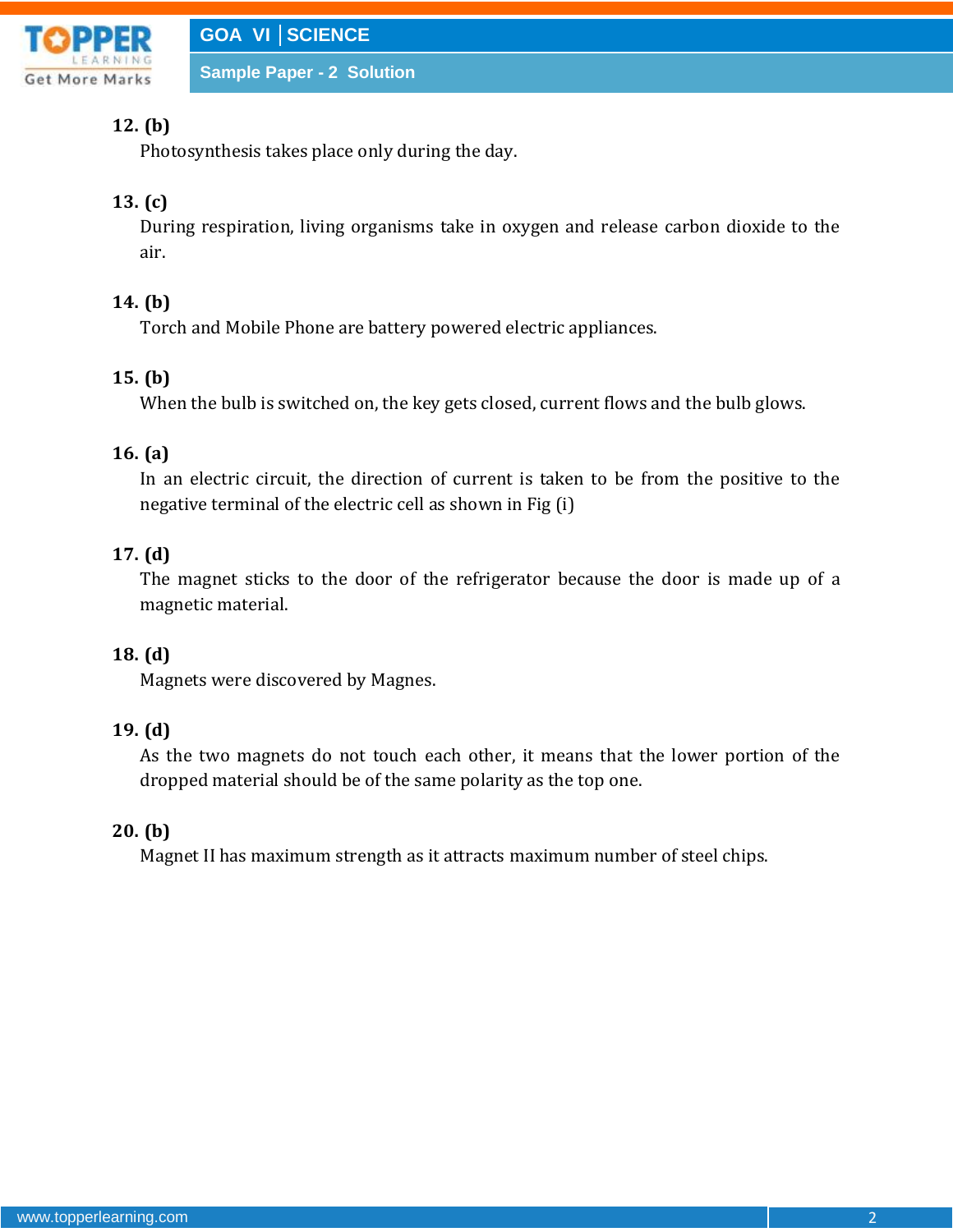**12. (b)**

Photosynthesis takes place only during the day.

**13. (c)**

During respiration, living organisms take in oxygen and release carbon dioxide to the air.

**14. (b)**

Torch and Mobile Phone are battery powered electric appliances.

**15. (b)**

When the bulb is switched on, the key gets closed, current flows and the bulb glows.

**16. (a)**

In an electric circuit, the direction of current is taken to be from the positive to the negative terminal of the electric cell as shown in Fig (i)

**17. (d)**

The magnet sticks to the door of the refrigerator because the door is made up of a magnetic material.

**18. (d)**

Magnets were discovered by Magnes.

**19. (d)**

As the two magnets do not touch each other, it means that the lower portion of the dropped material should be of the same polarity as the top one.

**20. (b)**

Magnet II has maximum strength as it attracts maximum number of steel chips.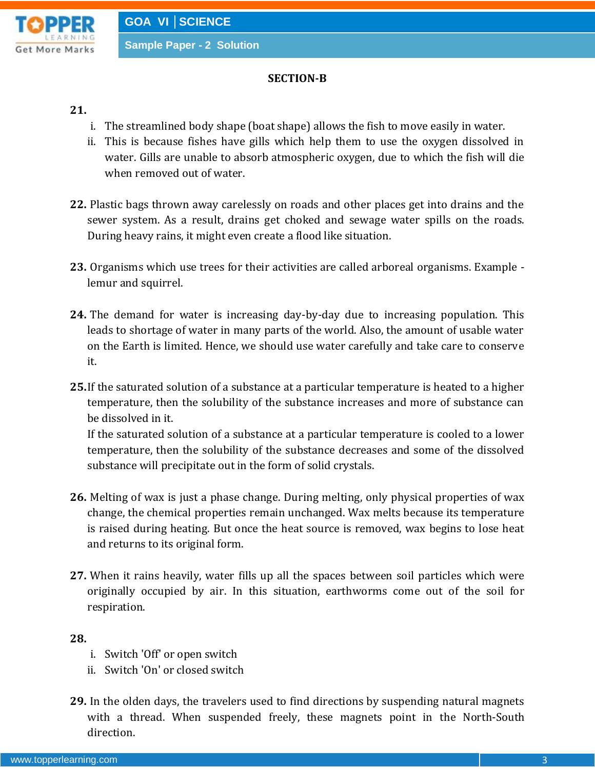## SECTION-B

**21.**

i. The streamlined body shape (boat shape) allows the fish to move easily in water.
ii. This is because fishes have gills which help them to use the oxygen dissolved in water. Gills are unable to absorb atmospheric oxygen, due to which the fish will die when removed out of water.

**22.** Plastic bags thrown away carelessly on roads and other places get into drains and the sewer system. As a result, drains get choked and sewage water spills on the roads. During heavy rains, it might even create a flood like situation.

**23.** Organisms which use trees for their activities are called arboreal organisms. Example - lemur and squirrel.

**24.** The demand for water is increasing day-by-day due to increasing population. This leads to shortage of water in many parts of the world. Also, the amount of usable water on the Earth is limited. Hence, we should use water carefully and take care to conserve it.

**25.** If the saturated solution of a substance at a particular temperature is heated to a higher temperature, then the solubility of the substance increases and more of substance can be dissolved in it.

If the saturated solution of a substance at a particular temperature is cooled to a lower temperature, then the solubility of the substance decreases and some of the dissolved substance will precipitate out in the form of solid crystals.

**26.** Melting of wax is just a phase change. During melting, only physical properties of wax change, the chemical properties remain unchanged. Wax melts because its temperature is raised during heating. But once the heat source is removed, wax begins to lose heat and returns to its original form.

**27.** When it rains heavily, water fills up all the spaces between soil particles which were originally occupied by air. In this situation, earthworms come out of the soil for respiration.

**28.**

i. Switch 'Off' or open switch
ii. Switch 'On' or closed switch

**29.** In the olden days, the travelers used to find directions by suspending natural magnets with a thread. When suspended freely, these magnets point in the North-South direction.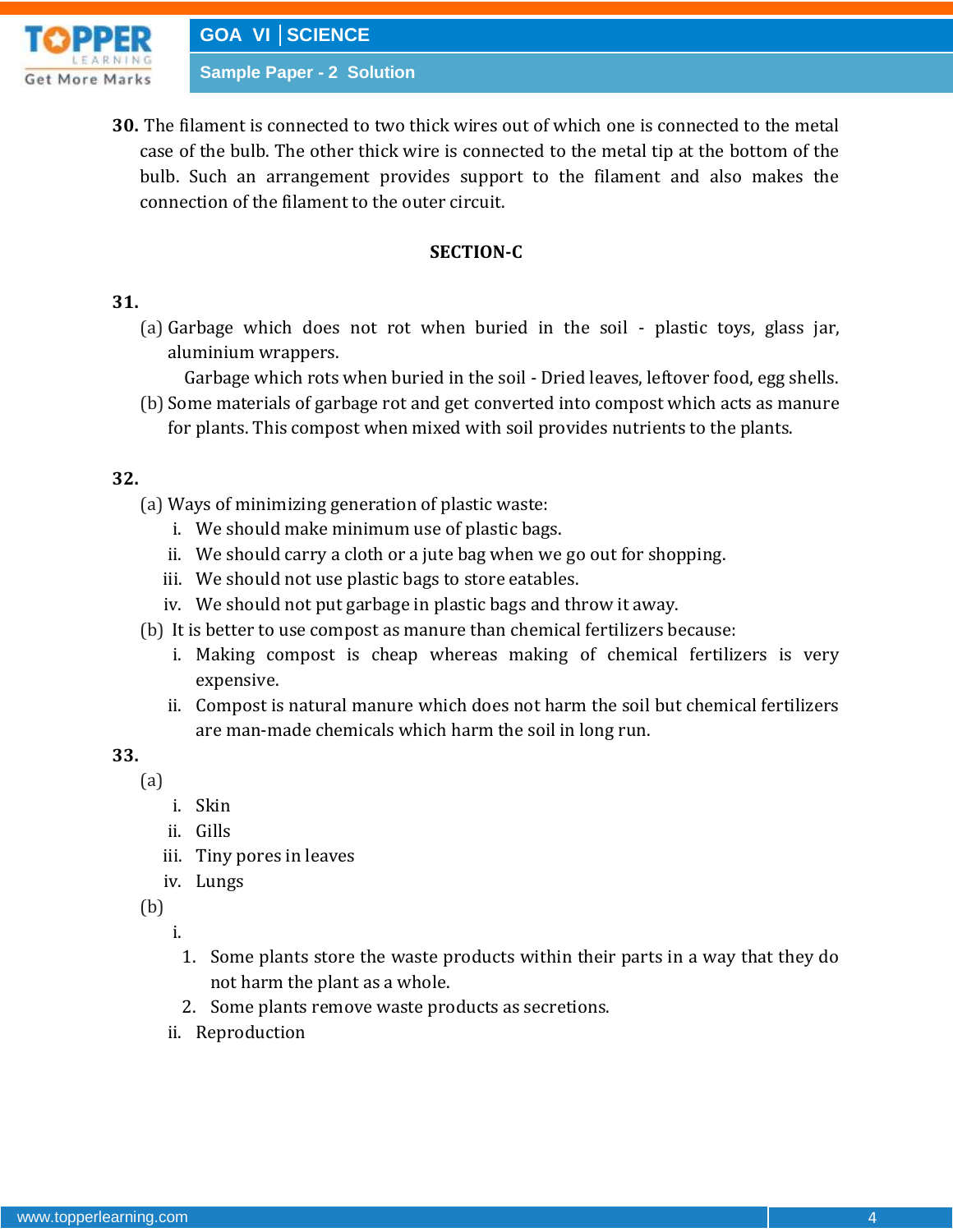**30.** The filament is connected to two thick wires out of which one is connected to the metal case of the bulb. The other thick wire is connected to the metal tip at the bottom of the bulb. Such an arrangement provides support to the filament and also makes the connection of the filament to the outer circuit.

## SECTION-C

**31.**

(a) Garbage which does not rot when buried in the soil - plastic toys, glass jar, aluminium wrappers.

Garbage which rots when buried in the soil - Dried leaves, leftover food, egg shells.

(b) Some materials of garbage rot and get converted into compost which acts as manure for plants. This compost when mixed with soil provides nutrients to the plants.

**32.**

(a) Ways of minimizing generation of plastic waste:

i. We should make minimum use of plastic bags.
ii. We should carry a cloth or a jute bag when we go out for shopping.
iii. We should not use plastic bags to store eatables.
iv. We should not put garbage in plastic bags and throw it away.

(b) It is better to use compost as manure than chemical fertilizers because:

i. Making compost is cheap whereas making of chemical fertilizers is very expensive.
ii. Compost is natural manure which does not harm the soil but chemical fertilizers are man-made chemicals which harm the soil in long run.

**33.**

(a)

i. Skin
ii. Gills
iii. Tiny pores in leaves
iv. Lungs

(b)

i.
1. Some plants store the waste products within their parts in a way that they do not harm the plant as a whole.
2. Some plants remove waste products as secretions.

ii. Reproduction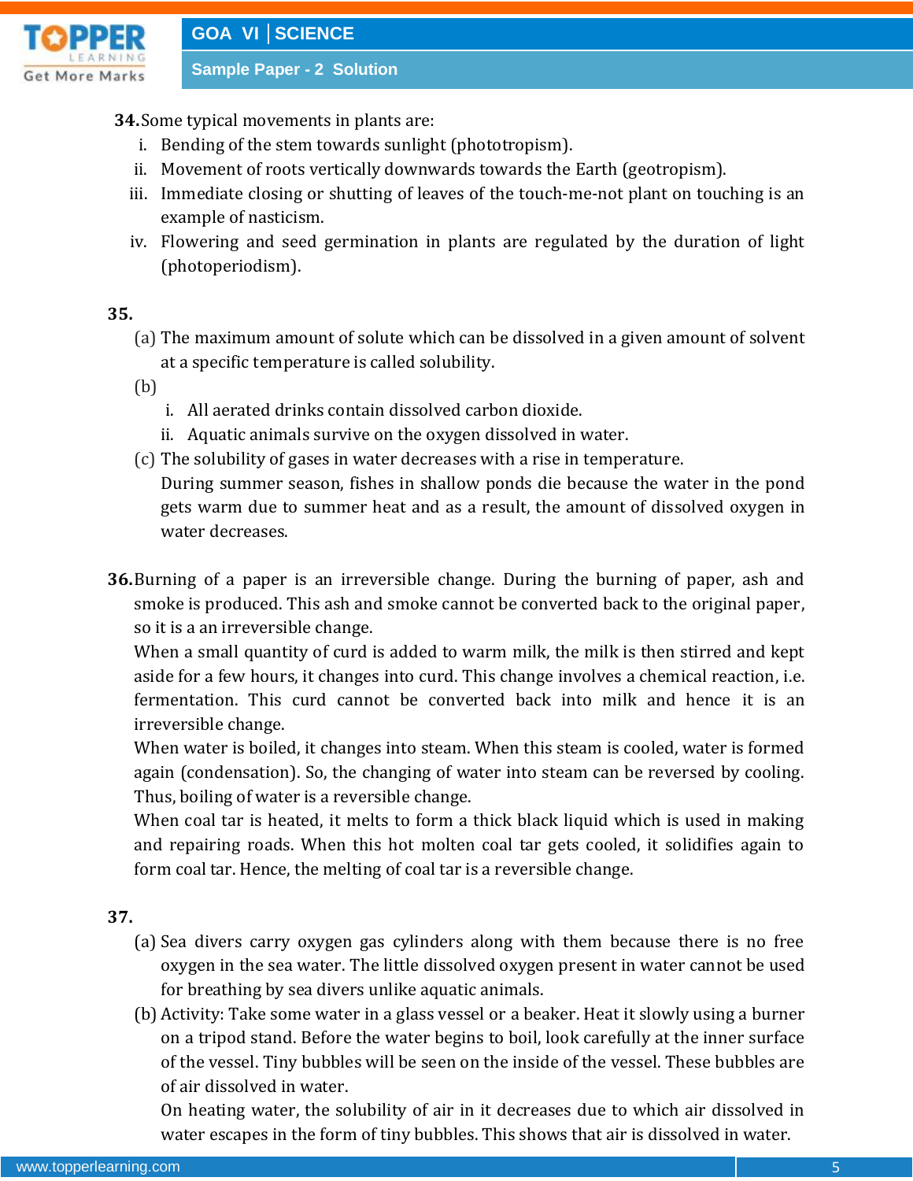**34.** Some typical movements in plants are:

i. Bending of the stem towards sunlight (phototropism).
ii. Movement of roots vertically downwards towards the Earth (geotropism).
iii. Immediate closing or shutting of leaves of the touch-me-not plant on touching is an example of nasticism.
iv. Flowering and seed germination in plants are regulated by the duration of light (photoperiodism).

**35.**

(a) The maximum amount of solute which can be dissolved in a given amount of solvent at a specific temperature is called solubility.

(b)

i. All aerated drinks contain dissolved carbon dioxide.
ii. Aquatic animals survive on the oxygen dissolved in water.

(c) The solubility of gases in water decreases with a rise in temperature.
During summer season, fishes in shallow ponds die because the water in the pond gets warm due to summer heat and as a result, the amount of dissolved oxygen in water decreases.

**36.** Burning of a paper is an irreversible change. During the burning of paper, ash and smoke is produced. This ash and smoke cannot be converted back to the original paper, so it is a an irreversible change.
When a small quantity of curd is added to warm milk, the milk is then stirred and kept aside for a few hours, it changes into curd. This change involves a chemical reaction, i.e. fermentation. This curd cannot be converted back into milk and hence it is an irreversible change.
When water is boiled, it changes into steam. When this steam is cooled, water is formed again (condensation). So, the changing of water into steam can be reversed by cooling. Thus, boiling of water is a reversible change.
When coal tar is heated, it melts to form a thick black liquid which is used in making and repairing roads. When this hot molten coal tar gets cooled, it solidifies again to form coal tar. Hence, the melting of coal tar is a reversible change.

**37.**

(a) Sea divers carry oxygen gas cylinders along with them because there is no free oxygen in the sea water. The little dissolved oxygen present in water cannot be used for breathing by sea divers unlike aquatic animals.

(b) Activity: Take some water in a glass vessel or a beaker. Heat it slowly using a burner on a tripod stand. Before the water begins to boil, look carefully at the inner surface of the vessel. Tiny bubbles will be seen on the inside of the vessel. These bubbles are of air dissolved in water.
On heating water, the solubility of air in it decreases due to which air dissolved in water escapes in the form of tiny bubbles. This shows that air is dissolved in water.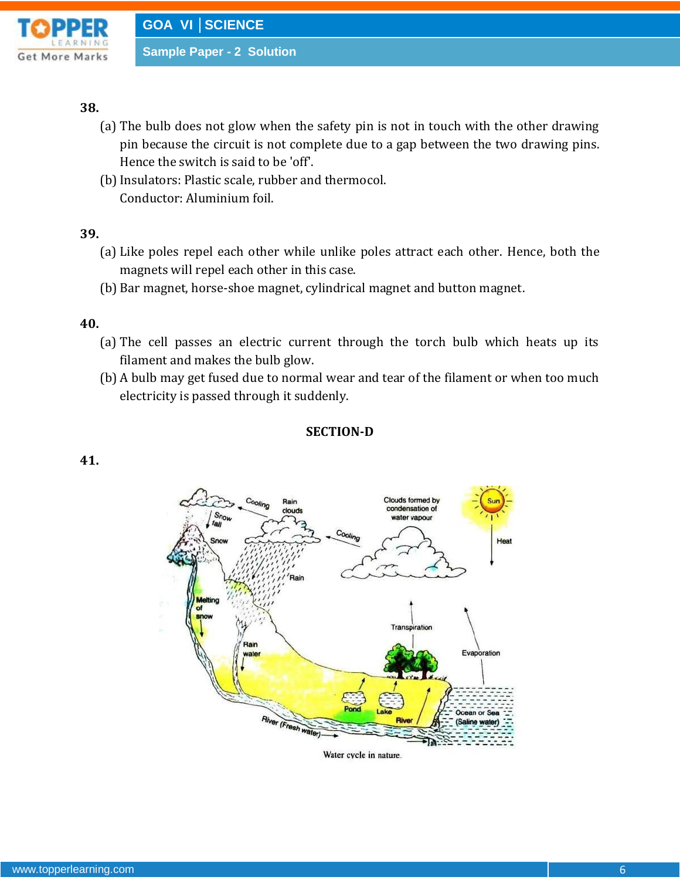**38.**

(a) The bulb does not glow when the safety pin is not in touch with the other drawing pin because the circuit is not complete due to a gap between the two drawing pins. Hence the switch is said to be 'off'.

(b) Insulators: Plastic scale, rubber and thermocol.
Conductor: Aluminium foil.

**39.**

(a) Like poles repel each other while unlike poles attract each other. Hence, both the magnets will repel each other in this case.

(b) Bar magnet, horse-shoe magnet, cylindrical magnet and button magnet.

**40.**

(a) The cell passes an electric current through the torch bulb which heats up its filament and makes the bulb glow.

(b) A bulb may get fused due to normal wear and tear of the filament or when too much electricity is passed through it suddenly.

## SECTION-D

**41.**

Water cycle in nature.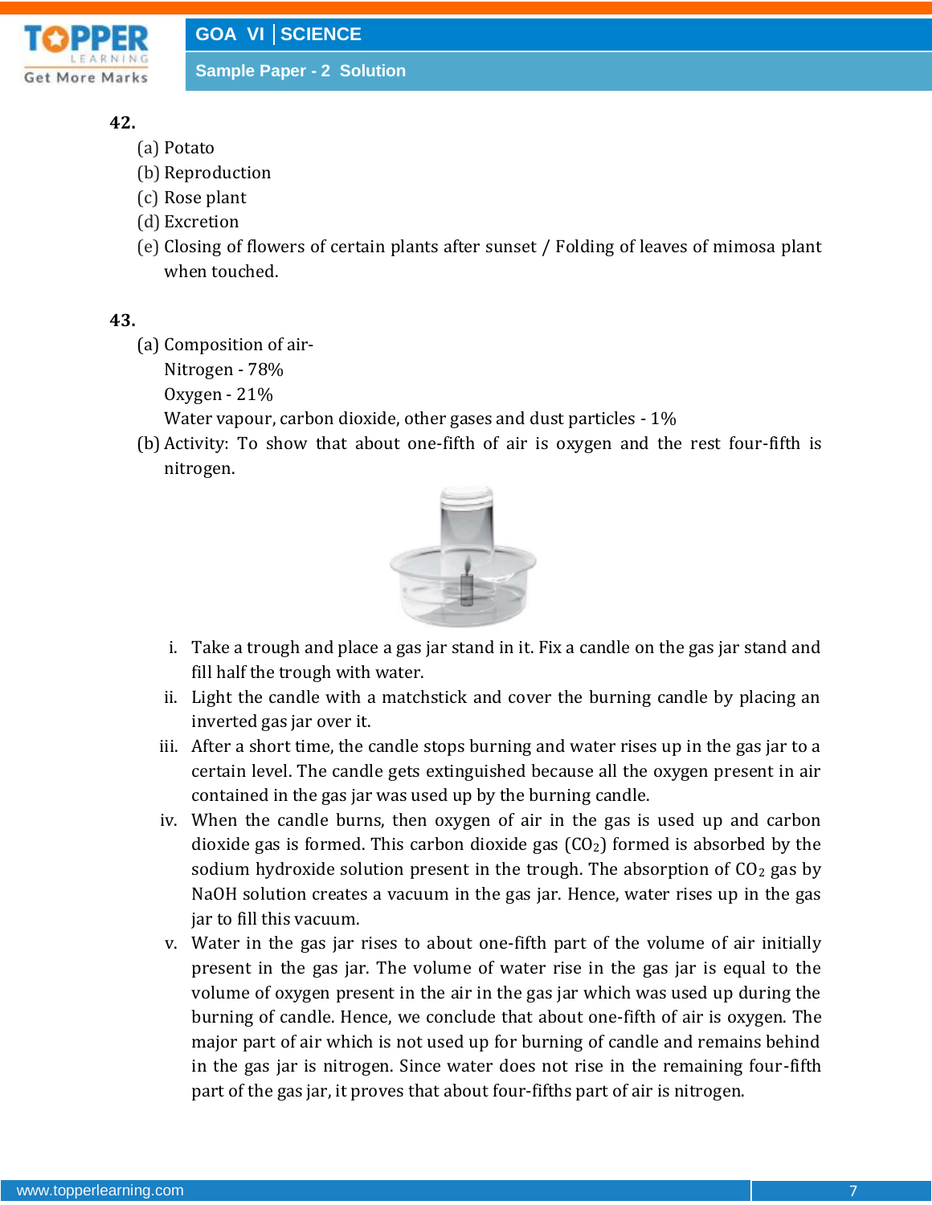**42.**

(a) Potato

(b) Reproduction

(c) Rose plant

(d) Excretion

(e) Closing of flowers of certain plants after sunset / Folding of leaves of mimosa plant when touched.

**43.**

(a) Composition of air-

Nitrogen - 78%

Oxygen - 21%

Water vapour, carbon dioxide, other gases and dust particles - 1%

(b) Activity: To show that about one-fifth of air is oxygen and the rest four-fifth is nitrogen.

i. Take a trough and place a gas jar stand in it. Fix a candle on the gas jar stand and fill half the trough with water.

ii. Light the candle with a matchstick and cover the burning candle by placing an inverted gas jar over it.

iii. After a short time, the candle stops burning and water rises up in the gas jar to a certain level. The candle gets extinguished because all the oxygen present in air contained in the gas jar was used up by the burning candle.

iv. When the candle burns, then oxygen of air in the gas is used up and carbon dioxide gas is formed. This carbon dioxide gas ($CO_2$) formed is absorbed by the sodium hydroxide solution present in the trough. The absorption of $CO_2$ gas by NaOH solution creates a vacuum in the gas jar. Hence, water rises up in the gas jar to fill this vacuum.

v. Water in the gas jar rises to about one-fifth part of the volume of air initially present in the gas jar. The volume of water rise in the gas jar is equal to the volume of oxygen present in the air in the gas jar which was used up during the burning of candle. Hence, we conclude that about one-fifth of air is oxygen. The major part of air which is not used up for burning of candle and remains behind in the gas jar is nitrogen. Since water does not rise in the remaining four-fifth part of the gas jar, it proves that about four-fifths part of air is nitrogen.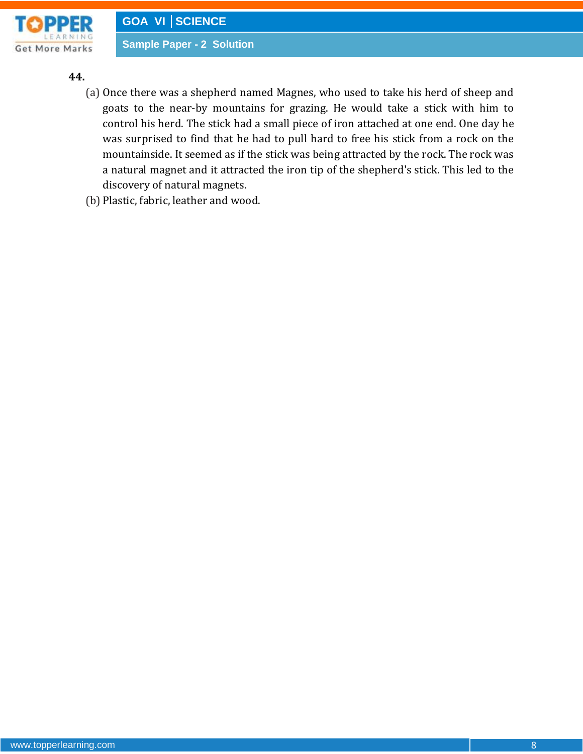**44.**

(a) Once there was a shepherd named Magnes, who used to take his herd of sheep and goats to the near-by mountains for grazing. He would take a stick with him to control his herd. The stick had a small piece of iron attached at one end. One day he was surprised to find that he had to pull hard to free his stick from a rock on the mountainside. It seemed as if the stick was being attracted by the rock. The rock was a natural magnet and it attracted the iron tip of the shepherd's stick. This led to the discovery of natural magnets.

(b) Plastic, fabric, leather and wood.